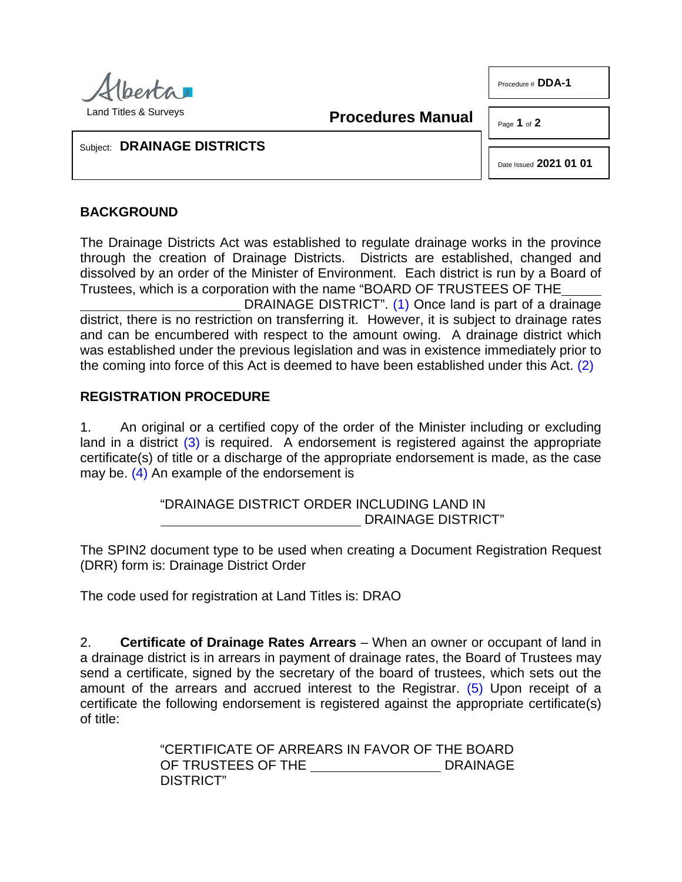Alberta
Land Titles & Surveys

**Procedures Manual**

Procedure # **DDA-1**

Subject: **DRAINAGE DISTRICTS**

Date Issued **2021 01 01**

## BACKGROUND

The Drainage Districts Act was established to regulate drainage works in the province through the creation of Drainage Districts. Districts are established, changed and dissolved by an order of the Minister of Environment. Each district is run by a Board of Trustees, which is a corporation with the name "BOARD OF TRUSTEES OF THE ______________________________ DRAINAGE DISTRICT". (1) Once land is part of a drainage district, there is no restriction on transferring it. However, it is subject to drainage rates and can be encumbered with respect to the amount owing. A drainage district which was established under the previous legislation and was in existence immediately prior to the coming into force of this Act is deemed to have been established under this Act. (2)

## REGISTRATION PROCEDURE

1. An original or a certified copy of the order of the Minister including or excluding land in a district (3) is required. A endorsement is registered against the appropriate certificate(s) of title or a discharge of the appropriate endorsement is made, as the case may be. (4) An example of the endorsement is

> "DRAINAGE DISTRICT ORDER INCLUDING LAND IN ______________________ DRAINAGE DISTRICT"

The SPIN2 document type to be used when creating a Document Registration Request (DRR) form is: Drainage District Order

The code used for registration at Land Titles is: DRAO

2. **Certificate of Drainage Rates Arrears** – When an owner or occupant of land in a drainage district is in arrears in payment of drainage rates, the Board of Trustees may send a certificate, signed by the secretary of the board of trustees, which sets out the amount of the arrears and accrued interest to the Registrar. (5) Upon receipt of a certificate the following endorsement is registered against the appropriate certificate(s) of title:

> "CERTIFICATE OF ARREARS IN FAVOR OF THE BOARD OF TRUSTEES OF THE ________________ DRAINAGE DISTRICT"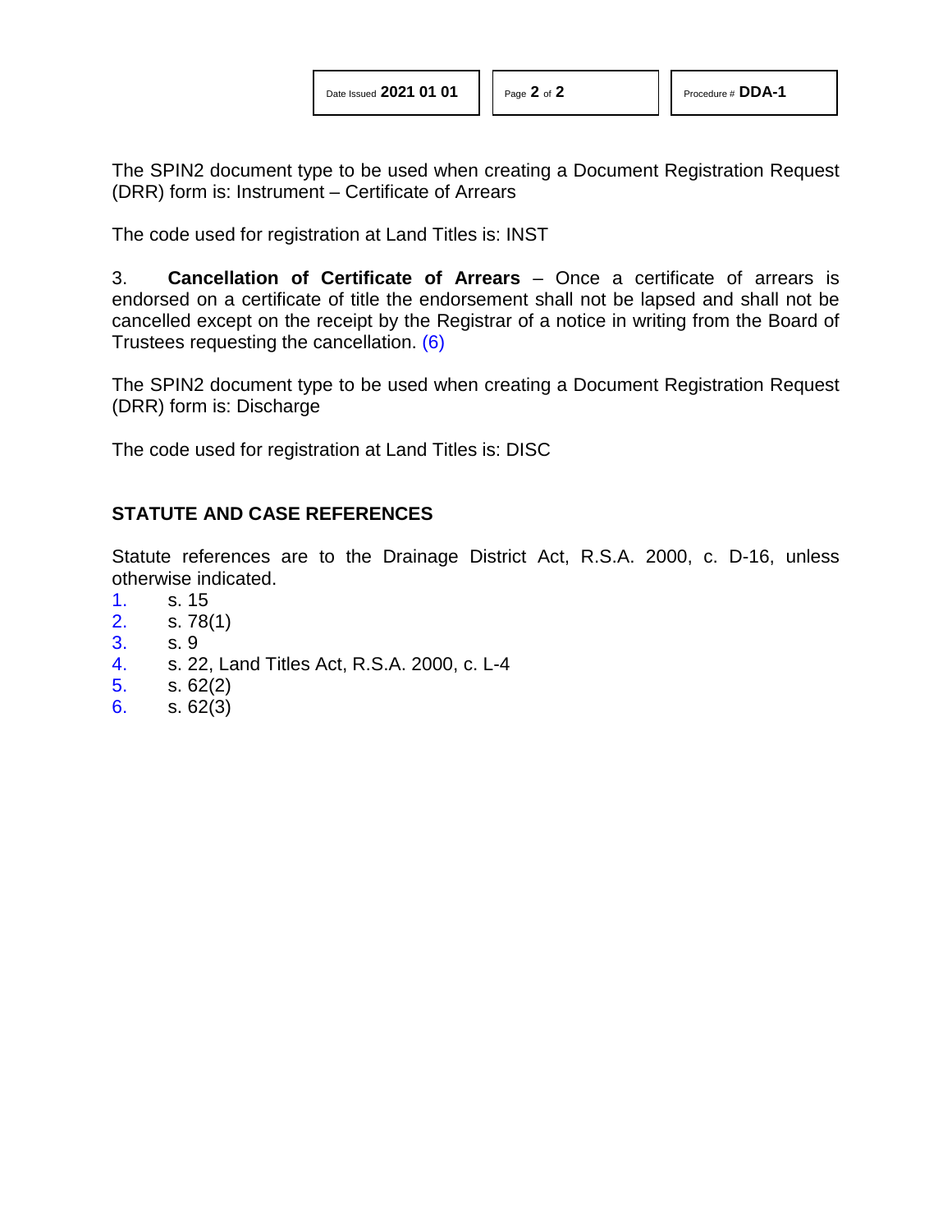The SPIN2 document type to be used when creating a Document Registration Request (DRR) form is: Instrument – Certificate of Arrears

The code used for registration at Land Titles is: INST

3. **Cancellation of Certificate of Arrears** – Once a certificate of arrears is endorsed on a certificate of title the endorsement shall not be lapsed and shall not be cancelled except on the receipt by the Registrar of a notice in writing from the Board of Trustees requesting the cancellation. (6)

The SPIN2 document type to be used when creating a Document Registration Request (DRR) form is: Discharge

The code used for registration at Land Titles is: DISC

## STATUTE AND CASE REFERENCES

Statute references are to the Drainage District Act, R.S.A. 2000, c. D-16, unless otherwise indicated.

1. s. 15
2. s. 78(1)
3. s. 9
4. s. 22, Land Titles Act, R.S.A. 2000, c. L-4
5. s. 62(2)
6. s. 62(3)